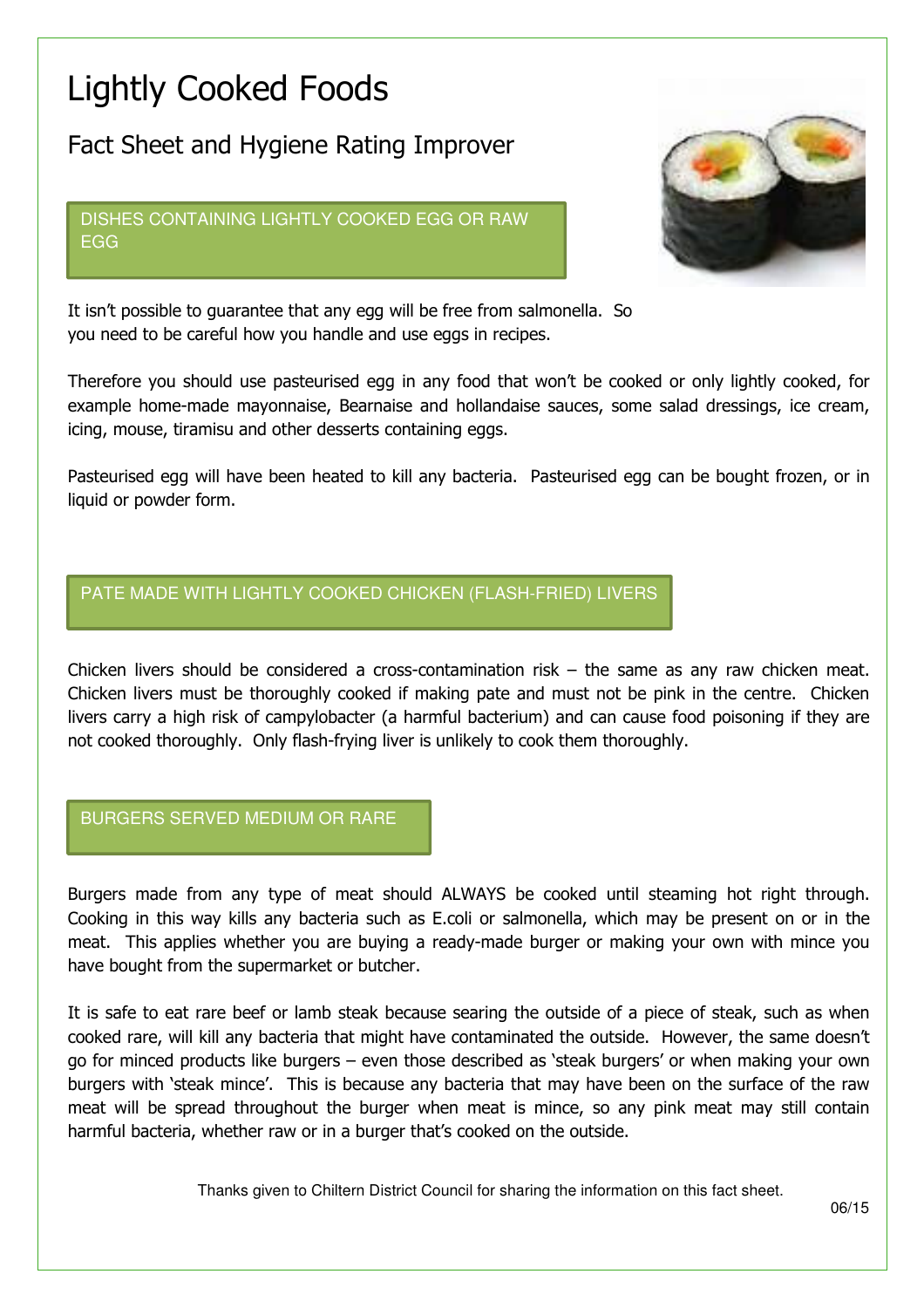# Lightly Cooked Foods

## Fact Sheet and Hygiene Rating Improver

### DISHES CONTAINING LIGHTLY COOKED EGG OR RAW EGG

It isn't possible to guarantee that any egg will be free from salmonella. So you need to be careful how you handle and use eggs in recipes.

Therefore you should use pasteurised egg in any food that won't be cooked or only lightly cooked, for example home-made mayonnaise, Bearnaise and hollandaise sauces, some salad dressings, ice cream, icing, mouse, tiramisu and other desserts containing eggs.

Pasteurised egg will have been heated to kill any bacteria. Pasteurised egg can be bought frozen, or in liquid or powder form.

### PATE MADE WITH LIGHTLY COOKED CHICKEN (FLASH-FRIED) LIVERS

Chicken livers should be considered a cross-contamination risk – the same as any raw chicken meat. Chicken livers must be thoroughly cooked if making pate and must not be pink in the centre. Chicken livers carry a high risk of campylobacter (a harmful bacterium) and can cause food poisoning if they are not cooked thoroughly. Only flash-frying liver is unlikely to cook them thoroughly.

### BURGERS SERVED MEDIUM OR RARE

Burgers made from any type of meat should ALWAYS be cooked until steaming hot right through. Cooking in this way kills any bacteria such as E.coli or salmonella, which may be present on or in the meat. This applies whether you are buying a ready-made burger or making your own with mince you have bought from the supermarket or butcher.

It is safe to eat rare beef or lamb steak because searing the outside of a piece of steak, such as when cooked rare, will kill any bacteria that might have contaminated the outside. However, the same doesn't go for minced products like burgers – even those described as 'steak burgers' or when making your own burgers with 'steak mince'. This is because any bacteria that may have been on the surface of the raw meat will be spread throughout the burger when meat is mince, so any pink meat may still contain harmful bacteria, whether raw or in a burger that's cooked on the outside.

Thanks given to Chiltern District Council for sharing the information on this fact sheet.

06/15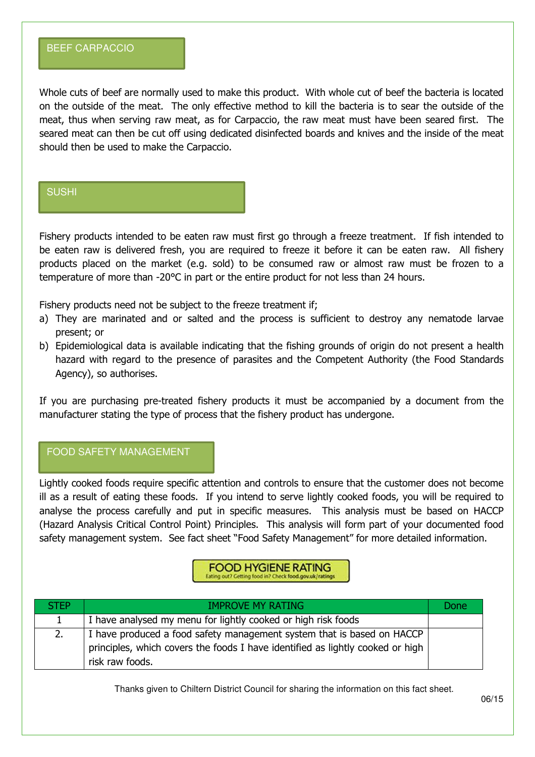## BEEF CARPACCIO

Whole cuts of beef are normally used to make this product. With whole cut of beef the bacteria is located on the outside of the meat. The only effective method to kill the bacteria is to sear the outside of the meat, thus when serving raw meat, as for Carpaccio, the raw meat must have been seared first. The seared meat can then be cut off using dedicated disinfected boards and knives and the inside of the meat should then be used to make the Carpaccio.

## SUSHI

Fishery products intended to be eaten raw must first go through a freeze treatment. If fish intended to be eaten raw is delivered fresh, you are required to freeze it before it can be eaten raw. All fishery products placed on the market (e.g. sold) to be consumed raw or almost raw must be frozen to a temperature of more than -20°C in part or the entire product for not less than 24 hours.

Fishery products need not be subject to the freeze treatment if;

a) They are marinated and or salted and the process is sufficient to destroy any nematode larvae present; or
b) Epidemiological data is available indicating that the fishing grounds of origin do not present a health hazard with regard to the presence of parasites and the Competent Authority (the Food Standards Agency), so authorises.

If you are purchasing pre-treated fishery products it must be accompanied by a document from the manufacturer stating the type of process that the fishery product has undergone.

## FOOD SAFETY MANAGEMENT

Lightly cooked foods require specific attention and controls to ensure that the customer does not become ill as a result of eating these foods. If you intend to serve lightly cooked foods, you will be required to analyse the process carefully and put in specific measures. This analysis must be based on HACCP (Hazard Analysis Critical Control Point) Principles. This analysis will form part of your documented food safety management system. See fact sheet "Food Safety Management" for more detailed information.

FOOD HYGIENE RATING
Eating out? Getting food in? Check food.gov.uk/ratings

| STEP | IMPROVE MY RATING | Done |
|---|---|---|
| 1 | I have analysed my menu for lightly cooked or high risk foods | |
| 2. | I have produced a food safety management system that is based on HACCP principles, which covers the foods I have identified as lightly cooked or high risk raw foods. | |

Thanks given to Chiltern District Council for sharing the information on this fact sheet.

06/15